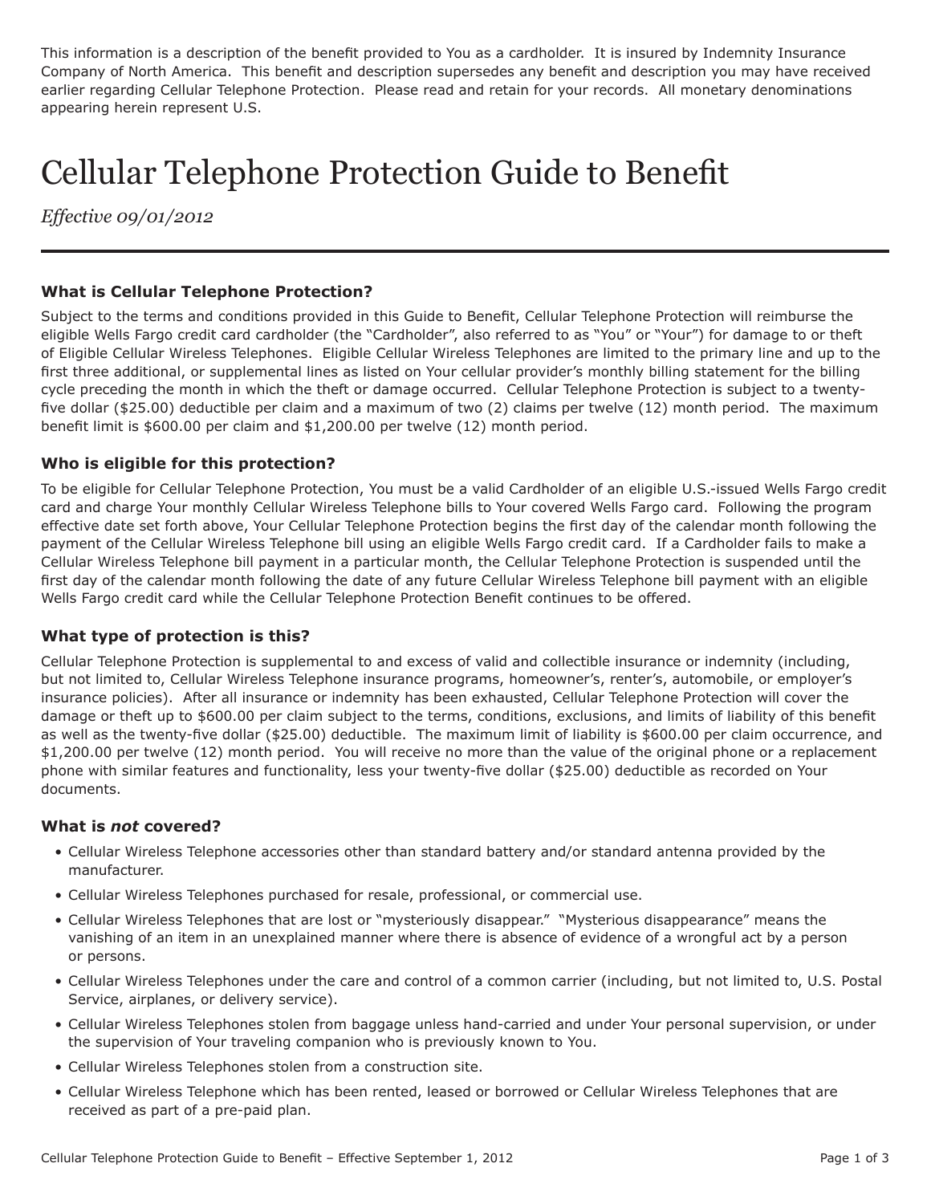This information is a description of the benefit provided to You as a cardholder. It is insured by Indemnity Insurance Company of North America. This benefit and description supersedes any benefit and description you may have received earlier regarding Cellular Telephone Protection. Please read and retain for your records. All monetary denominations appearing herein represent U.S.

# Cellular Telephone Protection Guide to Benefit

*Effective 09/01/2012*

---

### What is Cellular Telephone Protection?

Subject to the terms and conditions provided in this Guide to Benefit, Cellular Telephone Protection will reimburse the eligible Wells Fargo credit card cardholder (the "Cardholder", also referred to as "You" or "Your") for damage to or theft of Eligible Cellular Wireless Telephones. Eligible Cellular Wireless Telephones are limited to the primary line and up to the first three additional, or supplemental lines as listed on Your cellular provider's monthly billing statement for the billing cycle preceding the month in which the theft or damage occurred. Cellular Telephone Protection is subject to a twenty-five dollar ($25.00) deductible per claim and a maximum of two (2) claims per twelve (12) month period. The maximum benefit limit is $600.00 per claim and $1,200.00 per twelve (12) month period.

### Who is eligible for this protection?

To be eligible for Cellular Telephone Protection, You must be a valid Cardholder of an eligible U.S.-issued Wells Fargo credit card and charge Your monthly Cellular Wireless Telephone bills to Your covered Wells Fargo card. Following the program effective date set forth above, Your Cellular Telephone Protection begins the first day of the calendar month following the payment of the Cellular Wireless Telephone bill using an eligible Wells Fargo credit card. If a Cardholder fails to make a Cellular Wireless Telephone bill payment in a particular month, the Cellular Telephone Protection is suspended until the first day of the calendar month following the date of any future Cellular Wireless Telephone bill payment with an eligible Wells Fargo credit card while the Cellular Telephone Protection Benefit continues to be offered.

### What type of protection is this?

Cellular Telephone Protection is supplemental to and excess of valid and collectible insurance or indemnity (including, but not limited to, Cellular Wireless Telephone insurance programs, homeowner's, renter's, automobile, or employer's insurance policies). After all insurance or indemnity has been exhausted, Cellular Telephone Protection will cover the damage or theft up to $600.00 per claim subject to the terms, conditions, exclusions, and limits of liability of this benefit as well as the twenty-five dollar ($25.00) deductible. The maximum limit of liability is $600.00 per claim occurrence, and $1,200.00 per twelve (12) month period. You will receive no more than the value of the original phone or a replacement phone with similar features and functionality, less your twenty-five dollar ($25.00) deductible as recorded on Your documents.

### What is *not* covered?

- Cellular Wireless Telephone accessories other than standard battery and/or standard antenna provided by the manufacturer.
- Cellular Wireless Telephones purchased for resale, professional, or commercial use.
- Cellular Wireless Telephones that are lost or "mysteriously disappear." "Mysterious disappearance" means the vanishing of an item in an unexplained manner where there is absence of evidence of a wrongful act by a person or persons.
- Cellular Wireless Telephones under the care and control of a common carrier (including, but not limited to, U.S. Postal Service, airplanes, or delivery service).
- Cellular Wireless Telephones stolen from baggage unless hand-carried and under Your personal supervision, or under the supervision of Your traveling companion who is previously known to You.
- Cellular Wireless Telephones stolen from a construction site.
- Cellular Wireless Telephone which has been rented, leased or borrowed or Cellular Wireless Telephones that are received as part of a pre-paid plan.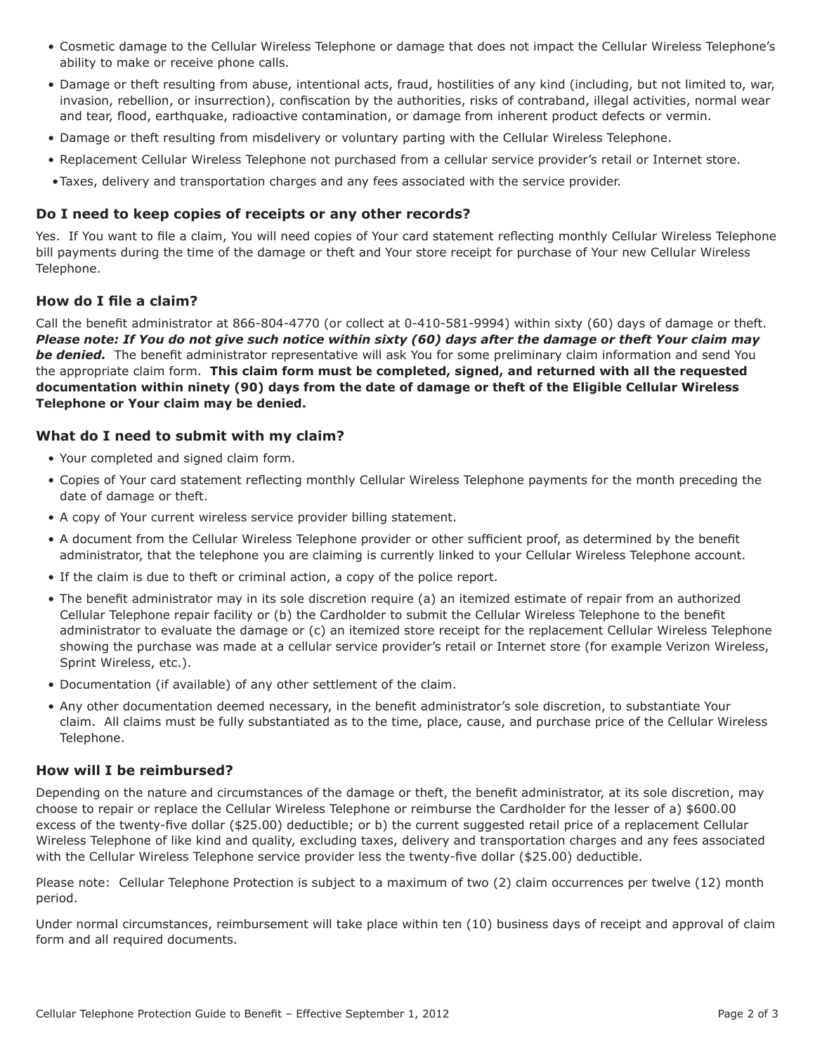- Cosmetic damage to the Cellular Wireless Telephone or damage that does not impact the Cellular Wireless Telephone's ability to make or receive phone calls.
- Damage or theft resulting from abuse, intentional acts, fraud, hostilities of any kind (including, but not limited to, war, invasion, rebellion, or insurrection), confiscation by the authorities, risks of contraband, illegal activities, normal wear and tear, flood, earthquake, radioactive contamination, or damage from inherent product defects or vermin.
- Damage or theft resulting from misdelivery or voluntary parting with the Cellular Wireless Telephone.
- Replacement Cellular Wireless Telephone not purchased from a cellular service provider's retail or Internet store.
- Taxes, delivery and transportation charges and any fees associated with the service provider.

### Do I need to keep copies of receipts or any other records?

Yes. If You want to file a claim, You will need copies of Your card statement reflecting monthly Cellular Wireless Telephone bill payments during the time of the damage or theft and Your store receipt for purchase of Your new Cellular Wireless Telephone.

### How do I file a claim?

Call the benefit administrator at 866-804-4770 (or collect at 0-410-581-9994) within sixty (60) days of damage or theft. ***Please note: If You do not give such notice within sixty (60) days after the damage or theft Your claim may be denied.*** The benefit administrator representative will ask You for some preliminary claim information and send You the appropriate claim form. **This claim form must be completed, signed, and returned with all the requested documentation within ninety (90) days from the date of damage or theft of the Eligible Cellular Wireless Telephone or Your claim may be denied.**

### What do I need to submit with my claim?

- Your completed and signed claim form.
- Copies of Your card statement reflecting monthly Cellular Wireless Telephone payments for the month preceding the date of damage or theft.
- A copy of Your current wireless service provider billing statement.
- A document from the Cellular Wireless Telephone provider or other sufficient proof, as determined by the benefit administrator, that the telephone you are claiming is currently linked to your Cellular Wireless Telephone account.
- If the claim is due to theft or criminal action, a copy of the police report.
- The benefit administrator may in its sole discretion require (a) an itemized estimate of repair from an authorized Cellular Telephone repair facility or (b) the Cardholder to submit the Cellular Wireless Telephone to the benefit administrator to evaluate the damage or (c) an itemized store receipt for the replacement Cellular Wireless Telephone showing the purchase was made at a cellular service provider's retail or Internet store (for example Verizon Wireless, Sprint Wireless, etc.).
- Documentation (if available) of any other settlement of the claim.
- Any other documentation deemed necessary, in the benefit administrator's sole discretion, to substantiate Your claim. All claims must be fully substantiated as to the time, place, cause, and purchase price of the Cellular Wireless Telephone.

### How will I be reimbursed?

Depending on the nature and circumstances of the damage or theft, the benefit administrator, at its sole discretion, may choose to repair or replace the Cellular Wireless Telephone or reimburse the Cardholder for the lesser of a) $600.00 excess of the twenty-five dollar ($25.00) deductible; or b) the current suggested retail price of a replacement Cellular Wireless Telephone of like kind and quality, excluding taxes, delivery and transportation charges and any fees associated with the Cellular Wireless Telephone service provider less the twenty-five dollar ($25.00) deductible.

Please note: Cellular Telephone Protection is subject to a maximum of two (2) claim occurrences per twelve (12) month period.

Under normal circumstances, reimbursement will take place within ten (10) business days of receipt and approval of claim form and all required documents.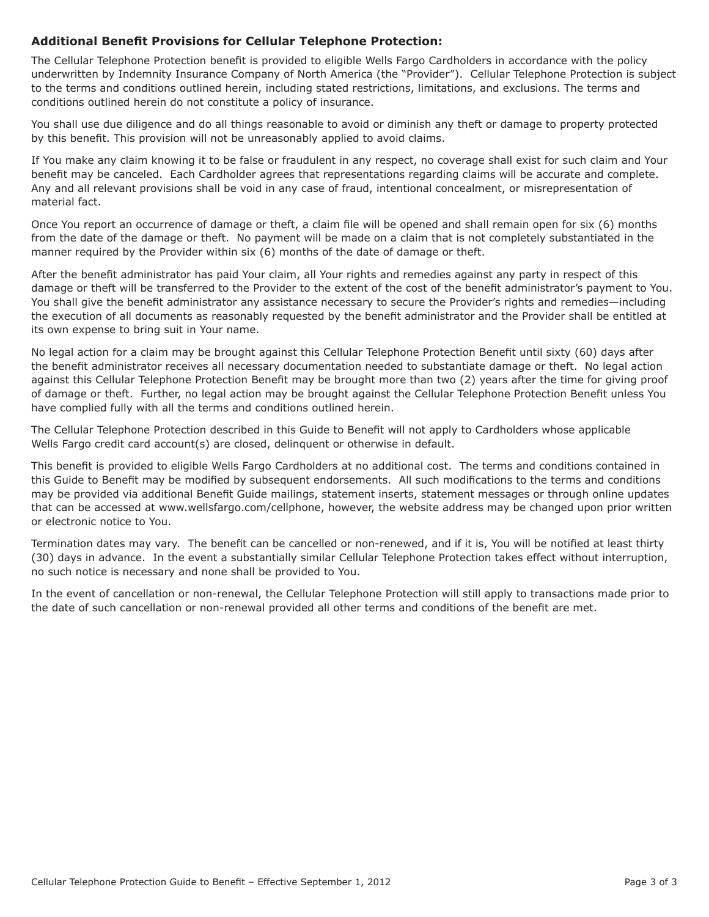### Additional Benefit Provisions for Cellular Telephone Protection:

The Cellular Telephone Protection benefit is provided to eligible Wells Fargo Cardholders in accordance with the policy underwritten by Indemnity Insurance Company of North America (the "Provider"). Cellular Telephone Protection is subject to the terms and conditions outlined herein, including stated restrictions, limitations, and exclusions. The terms and conditions outlined herein do not constitute a policy of insurance.

You shall use due diligence and do all things reasonable to avoid or diminish any theft or damage to property protected by this benefit. This provision will not be unreasonably applied to avoid claims.

If You make any claim knowing it to be false or fraudulent in any respect, no coverage shall exist for such claim and Your benefit may be canceled. Each Cardholder agrees that representations regarding claims will be accurate and complete. Any and all relevant provisions shall be void in any case of fraud, intentional concealment, or misrepresentation of material fact.

Once You report an occurrence of damage or theft, a claim file will be opened and shall remain open for six (6) months from the date of the damage or theft. No payment will be made on a claim that is not completely substantiated in the manner required by the Provider within six (6) months of the date of damage or theft.

After the benefit administrator has paid Your claim, all Your rights and remedies against any party in respect of this damage or theft will be transferred to the Provider to the extent of the cost of the benefit administrator's payment to You. You shall give the benefit administrator any assistance necessary to secure the Provider's rights and remedies—including the execution of all documents as reasonably requested by the benefit administrator and the Provider shall be entitled at its own expense to bring suit in Your name.

No legal action for a claim may be brought against this Cellular Telephone Protection Benefit until sixty (60) days after the benefit administrator receives all necessary documentation needed to substantiate damage or theft. No legal action against this Cellular Telephone Protection Benefit may be brought more than two (2) years after the time for giving proof of damage or theft. Further, no legal action may be brought against the Cellular Telephone Protection Benefit unless You have complied fully with all the terms and conditions outlined herein.

The Cellular Telephone Protection described in this Guide to Benefit will not apply to Cardholders whose applicable Wells Fargo credit card account(s) are closed, delinquent or otherwise in default.

This benefit is provided to eligible Wells Fargo Cardholders at no additional cost. The terms and conditions contained in this Guide to Benefit may be modified by subsequent endorsements. All such modifications to the terms and conditions may be provided via additional Benefit Guide mailings, statement inserts, statement messages or through online updates that can be accessed at www.wellsfargo.com/cellphone, however, the website address may be changed upon prior written or electronic notice to You.

Termination dates may vary. The benefit can be cancelled or non-renewed, and if it is, You will be notified at least thirty (30) days in advance. In the event a substantially similar Cellular Telephone Protection takes effect without interruption, no such notice is necessary and none shall be provided to You.

In the event of cancellation or non-renewal, the Cellular Telephone Protection will still apply to transactions made prior to the date of such cancellation or non-renewal provided all other terms and conditions of the benefit are met.

Cellular Telephone Protection Guide to Benefit – Effective September 1, 2012